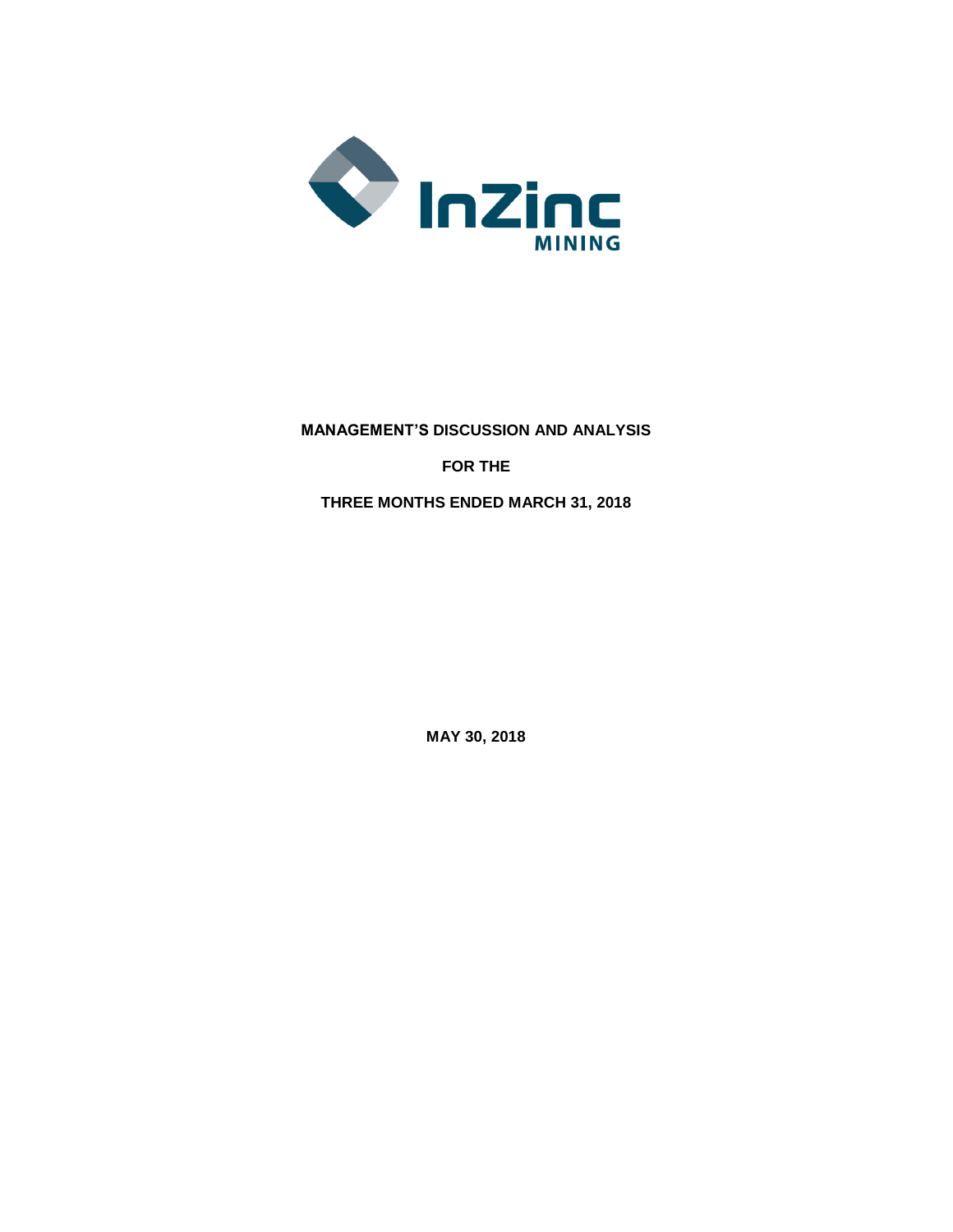InZinc MINING

**MANAGEMENT'S DISCUSSION AND ANALYSIS**

**FOR THE**

**THREE MONTHS ENDED MARCH 31, 2018**

**MAY 30, 2018**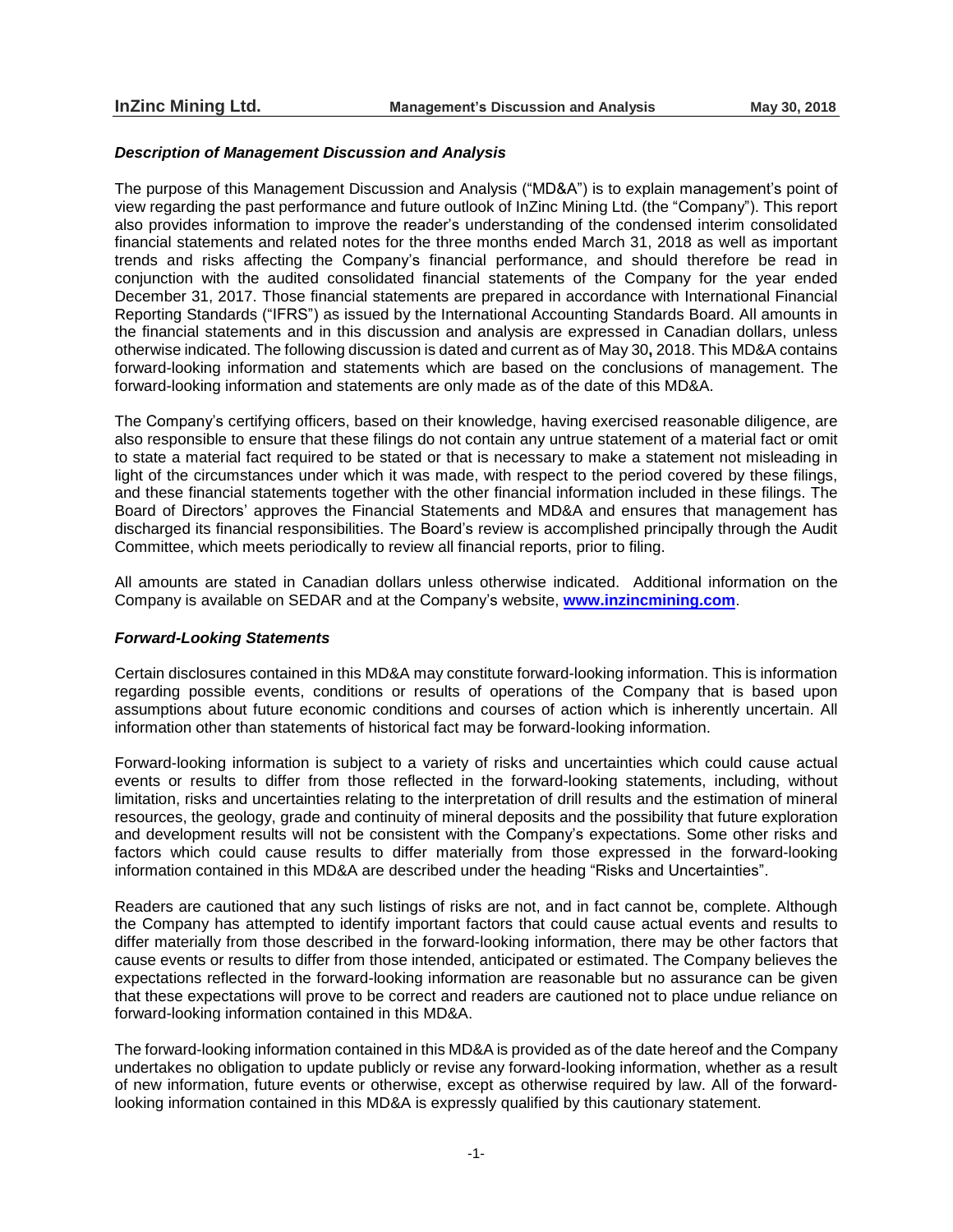### *Description of Management Discussion and Analysis*

The purpose of this Management Discussion and Analysis ("MD&A") is to explain management's point of view regarding the past performance and future outlook of InZinc Mining Ltd. (the "Company"). This report also provides information to improve the reader's understanding of the condensed interim consolidated financial statements and related notes for the three months ended March 31, 2018 as well as important trends and risks affecting the Company's financial performance, and should therefore be read in conjunction with the audited consolidated financial statements of the Company for the year ended December 31, 2017. Those financial statements are prepared in accordance with International Financial Reporting Standards ("IFRS") as issued by the International Accounting Standards Board. All amounts in the financial statements and in this discussion and analysis are expressed in Canadian dollars, unless otherwise indicated. The following discussion is dated and current as of May 30**,** 2018. This MD&A contains forward-looking information and statements which are based on the conclusions of management. The forward-looking information and statements are only made as of the date of this MD&A.

The Company's certifying officers, based on their knowledge, having exercised reasonable diligence, are also responsible to ensure that these filings do not contain any untrue statement of a material fact or omit to state a material fact required to be stated or that is necessary to make a statement not misleading in light of the circumstances under which it was made, with respect to the period covered by these filings, and these financial statements together with the other financial information included in these filings. The Board of Directors' approves the Financial Statements and MD&A and ensures that management has discharged its financial responsibilities. The Board's review is accomplished principally through the Audit Committee, which meets periodically to review all financial reports, prior to filing.

All amounts are stated in Canadian dollars unless otherwise indicated. Additional information on the Company is available on SEDAR and at the Company's website, **www.inzincmining.com**.

### *Forward-Looking Statements*

Certain disclosures contained in this MD&A may constitute forward-looking information. This is information regarding possible events, conditions or results of operations of the Company that is based upon assumptions about future economic conditions and courses of action which is inherently uncertain. All information other than statements of historical fact may be forward-looking information.

Forward-looking information is subject to a variety of risks and uncertainties which could cause actual events or results to differ from those reflected in the forward-looking statements, including, without limitation, risks and uncertainties relating to the interpretation of drill results and the estimation of mineral resources, the geology, grade and continuity of mineral deposits and the possibility that future exploration and development results will not be consistent with the Company's expectations. Some other risks and factors which could cause results to differ materially from those expressed in the forward-looking information contained in this MD&A are described under the heading "Risks and Uncertainties".

Readers are cautioned that any such listings of risks are not, and in fact cannot be, complete. Although the Company has attempted to identify important factors that could cause actual events and results to differ materially from those described in the forward-looking information, there may be other factors that cause events or results to differ from those intended, anticipated or estimated. The Company believes the expectations reflected in the forward-looking information are reasonable but no assurance can be given that these expectations will prove to be correct and readers are cautioned not to place undue reliance on forward-looking information contained in this MD&A.

The forward-looking information contained in this MD&A is provided as of the date hereof and the Company undertakes no obligation to update publicly or revise any forward-looking information, whether as a result of new information, future events or otherwise, except as otherwise required by law. All of the forward-looking information contained in this MD&A is expressly qualified by this cautionary statement.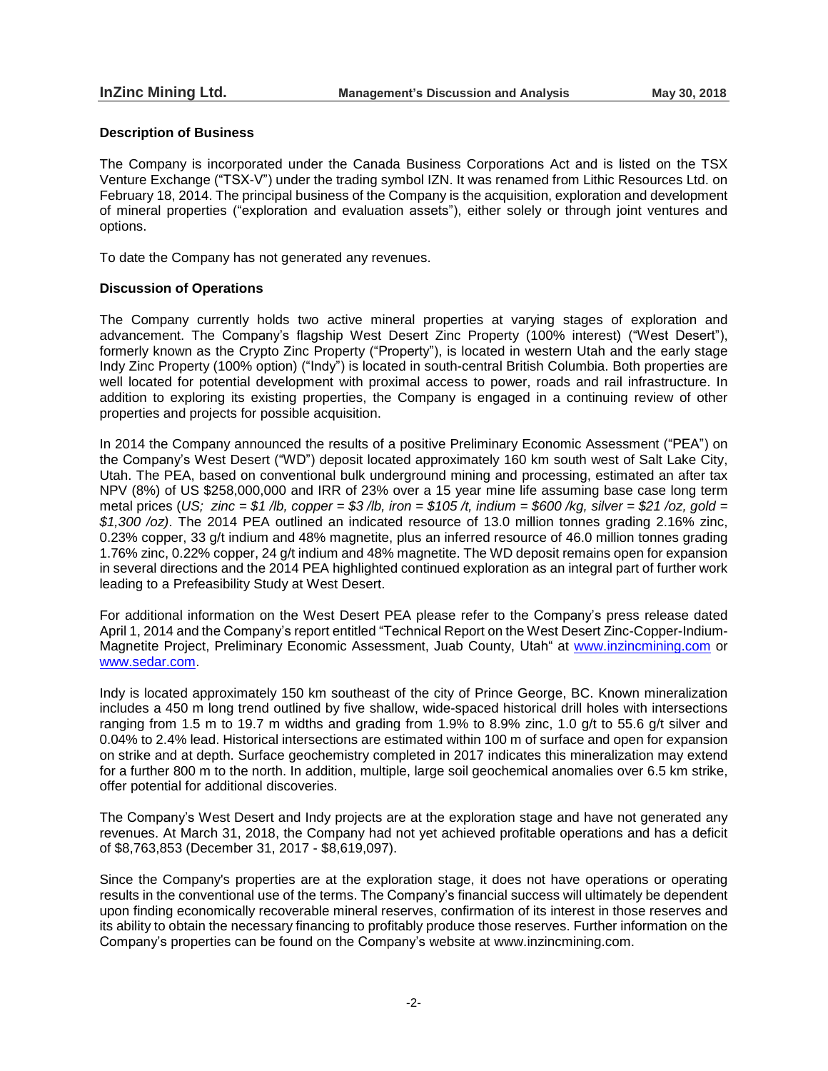## Description of Business

The Company is incorporated under the Canada Business Corporations Act and is listed on the TSX Venture Exchange ("TSX-V") under the trading symbol IZN. It was renamed from Lithic Resources Ltd. on February 18, 2014. The principal business of the Company is the acquisition, exploration and development of mineral properties ("exploration and evaluation assets"), either solely or through joint ventures and options.

To date the Company has not generated any revenues.

## Discussion of Operations

The Company currently holds two active mineral properties at varying stages of exploration and advancement. The Company's flagship West Desert Zinc Property (100% interest) ("West Desert"), formerly known as the Crypto Zinc Property ("Property"), is located in western Utah and the early stage Indy Zinc Property (100% option) ("Indy") is located in south-central British Columbia. Both properties are well located for potential development with proximal access to power, roads and rail infrastructure. In addition to exploring its existing properties, the Company is engaged in a continuing review of other properties and projects for possible acquisition.

In 2014 the Company announced the results of a positive Preliminary Economic Assessment ("PEA") on the Company's West Desert ("WD") deposit located approximately 160 km south west of Salt Lake City, Utah. The PEA, based on conventional bulk underground mining and processing, estimated an after tax NPV (8%) of US $258,000,000 and IRR of 23% over a 15 year mine life assuming base case long term metal prices (*US; zinc = $1 /lb, copper = $3 /lb, iron = $105 /t, indium = $600 /kg, silver = $21 /oz, gold = $1,300 /oz)*. The 2014 PEA outlined an indicated resource of 13.0 million tonnes grading 2.16% zinc, 0.23% copper, 33 g/t indium and 48% magnetite, plus an inferred resource of 46.0 million tonnes grading 1.76% zinc, 0.22% copper, 24 g/t indium and 48% magnetite. The WD deposit remains open for expansion in several directions and the 2014 PEA highlighted continued exploration as an integral part of further work leading to a Prefeasibility Study at West Desert.

For additional information on the West Desert PEA please refer to the Company's press release dated April 1, 2014 and the Company's report entitled "Technical Report on the West Desert Zinc-Copper-Indium-Magnetite Project, Preliminary Economic Assessment, Juab County, Utah" at [www.inzincmining.com](http://www.inzincmining.com) or [www.sedar.com](http://www.sedar.com).

Indy is located approximately 150 km southeast of the city of Prince George, BC. Known mineralization includes a 450 m long trend outlined by five shallow, wide-spaced historical drill holes with intersections ranging from 1.5 m to 19.7 m widths and grading from 1.9% to 8.9% zinc, 1.0 g/t to 55.6 g/t silver and 0.04% to 2.4% lead. Historical intersections are estimated within 100 m of surface and open for expansion on strike and at depth. Surface geochemistry completed in 2017 indicates this mineralization may extend for a further 800 m to the north. In addition, multiple, large soil geochemical anomalies over 6.5 km strike, offer potential for additional discoveries.

The Company's West Desert and Indy projects are at the exploration stage and have not generated any revenues. At March 31, 2018, the Company had not yet achieved profitable operations and has a deficit of $8,763,853 (December 31, 2017 - $8,619,097).

Since the Company's properties are at the exploration stage, it does not have operations or operating results in the conventional use of the terms. The Company's financial success will ultimately be dependent upon finding economically recoverable mineral reserves, confirmation of its interest in those reserves and its ability to obtain the necessary financing to profitably produce those reserves. Further information on the Company's properties can be found on the Company's website at www.inzincmining.com.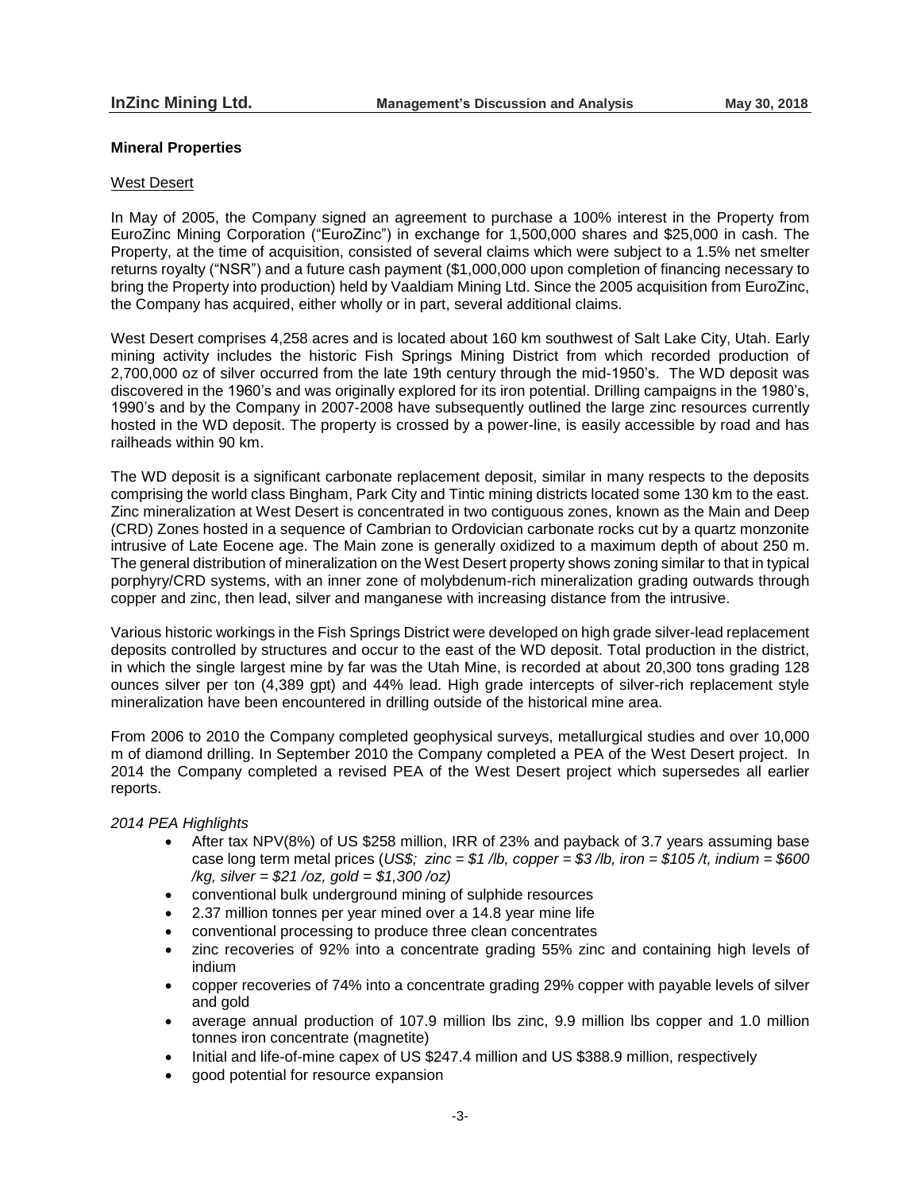## Mineral Properties

### West Desert

In May of 2005, the Company signed an agreement to purchase a 100% interest in the Property from EuroZinc Mining Corporation ("EuroZinc") in exchange for 1,500,000 shares and $25,000 in cash. The Property, at the time of acquisition, consisted of several claims which were subject to a 1.5% net smelter returns royalty ("NSR") and a future cash payment ($1,000,000 upon completion of financing necessary to bring the Property into production) held by Vaaldiam Mining Ltd. Since the 2005 acquisition from EuroZinc, the Company has acquired, either wholly or in part, several additional claims.

West Desert comprises 4,258 acres and is located about 160 km southwest of Salt Lake City, Utah. Early mining activity includes the historic Fish Springs Mining District from which recorded production of 2,700,000 oz of silver occurred from the late 19th century through the mid-1950's. The WD deposit was discovered in the 1960's and was originally explored for its iron potential. Drilling campaigns in the 1980's, 1990's and by the Company in 2007-2008 have subsequently outlined the large zinc resources currently hosted in the WD deposit. The property is crossed by a power-line, is easily accessible by road and has railheads within 90 km.

The WD deposit is a significant carbonate replacement deposit, similar in many respects to the deposits comprising the world class Bingham, Park City and Tintic mining districts located some 130 km to the east. Zinc mineralization at West Desert is concentrated in two contiguous zones, known as the Main and Deep (CRD) Zones hosted in a sequence of Cambrian to Ordovician carbonate rocks cut by a quartz monzonite intrusive of Late Eocene age. The Main zone is generally oxidized to a maximum depth of about 250 m. The general distribution of mineralization on the West Desert property shows zoning similar to that in typical porphyry/CRD systems, with an inner zone of molybdenum-rich mineralization grading outwards through copper and zinc, then lead, silver and manganese with increasing distance from the intrusive.

Various historic workings in the Fish Springs District were developed on high grade silver-lead replacement deposits controlled by structures and occur to the east of the WD deposit. Total production in the district, in which the single largest mine by far was the Utah Mine, is recorded at about 20,300 tons grading 128 ounces silver per ton (4,389 gpt) and 44% lead. High grade intercepts of silver-rich replacement style mineralization have been encountered in drilling outside of the historical mine area.

From 2006 to 2010 the Company completed geophysical surveys, metallurgical studies and over 10,000 m of diamond drilling. In September 2010 the Company completed a PEA of the West Desert project. In 2014 the Company completed a revised PEA of the West Desert project which supersedes all earlier reports.

*2014 PEA Highlights*

- After tax NPV(8%) of US $258 million, IRR of 23% and payback of 3.7 years assuming base case long term metal prices (*US$; zinc = $1 /lb, copper = $3 /lb, iron = $105 /t, indium = $600 /kg, silver = $21 /oz, gold = $1,300 /oz)*
- conventional bulk underground mining of sulphide resources
- 2.37 million tonnes per year mined over a 14.8 year mine life
- conventional processing to produce three clean concentrates
- zinc recoveries of 92% into a concentrate grading 55% zinc and containing high levels of indium
- copper recoveries of 74% into a concentrate grading 29% copper with payable levels of silver and gold
- average annual production of 107.9 million lbs zinc, 9.9 million lbs copper and 1.0 million tonnes iron concentrate (magnetite)
- Initial and life-of-mine capex of US $247.4 million and US $388.9 million, respectively
- good potential for resource expansion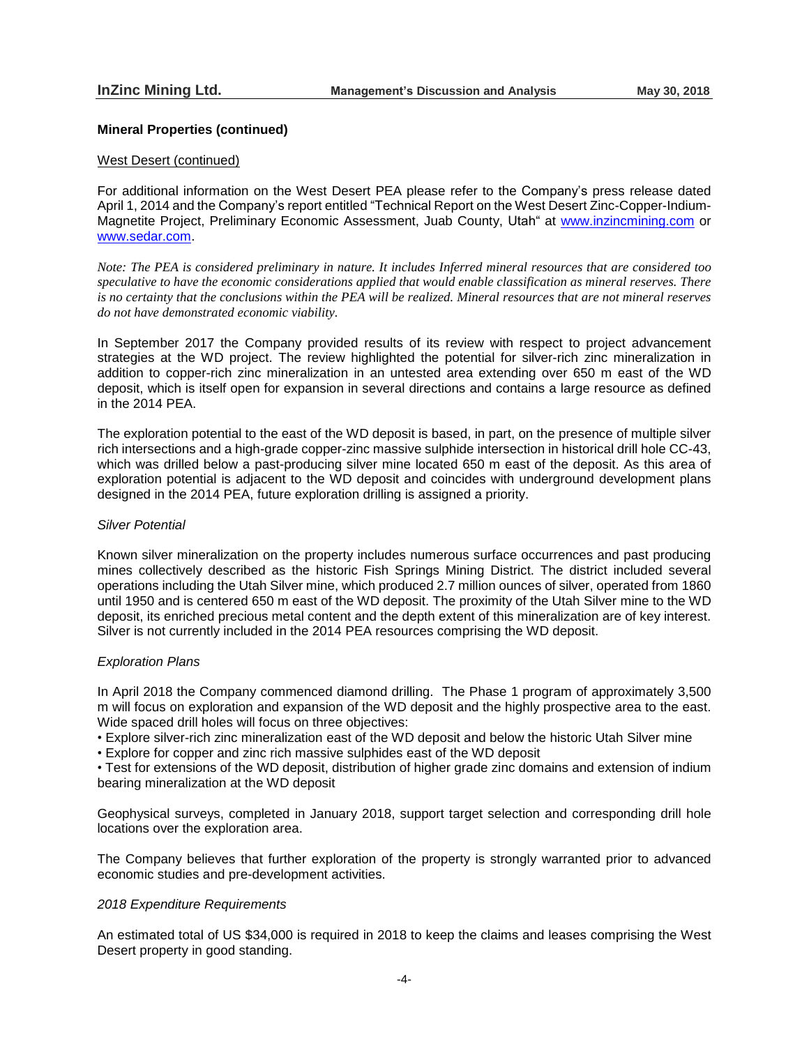## Mineral Properties (continued)

West Desert (continued)

For additional information on the West Desert PEA please refer to the Company's press release dated April 1, 2014 and the Company's report entitled "Technical Report on the West Desert Zinc-Copper-Indium-Magnetite Project, Preliminary Economic Assessment, Juab County, Utah" at www.inzincmining.com or www.sedar.com.

*Note: The PEA is considered preliminary in nature. It includes Inferred mineral resources that are considered too speculative to have the economic considerations applied that would enable classification as mineral reserves. There is no certainty that the conclusions within the PEA will be realized. Mineral resources that are not mineral reserves do not have demonstrated economic viability.*

In September 2017 the Company provided results of its review with respect to project advancement strategies at the WD project. The review highlighted the potential for silver-rich zinc mineralization in addition to copper-rich zinc mineralization in an untested area extending over 650 m east of the WD deposit, which is itself open for expansion in several directions and contains a large resource as defined in the 2014 PEA.

The exploration potential to the east of the WD deposit is based, in part, on the presence of multiple silver rich intersections and a high-grade copper-zinc massive sulphide intersection in historical drill hole CC-43, which was drilled below a past-producing silver mine located 650 m east of the deposit. As this area of exploration potential is adjacent to the WD deposit and coincides with underground development plans designed in the 2014 PEA, future exploration drilling is assigned a priority.

*Silver Potential*

Known silver mineralization on the property includes numerous surface occurrences and past producing mines collectively described as the historic Fish Springs Mining District. The district included several operations including the Utah Silver mine, which produced 2.7 million ounces of silver, operated from 1860 until 1950 and is centered 650 m east of the WD deposit. The proximity of the Utah Silver mine to the WD deposit, its enriched precious metal content and the depth extent of this mineralization are of key interest. Silver is not currently included in the 2014 PEA resources comprising the WD deposit.

*Exploration Plans*

In April 2018 the Company commenced diamond drilling. The Phase 1 program of approximately 3,500 m will focus on exploration and expansion of the WD deposit and the highly prospective area to the east. Wide spaced drill holes will focus on three objectives:

- Explore silver-rich zinc mineralization east of the WD deposit and below the historic Utah Silver mine
- Explore for copper and zinc rich massive sulphides east of the WD deposit
- Test for extensions of the WD deposit, distribution of higher grade zinc domains and extension of indium bearing mineralization at the WD deposit

Geophysical surveys, completed in January 2018, support target selection and corresponding drill hole locations over the exploration area.

The Company believes that further exploration of the property is strongly warranted prior to advanced economic studies and pre-development activities.

*2018 Expenditure Requirements*

An estimated total of US $34,000 is required in 2018 to keep the claims and leases comprising the West Desert property in good standing.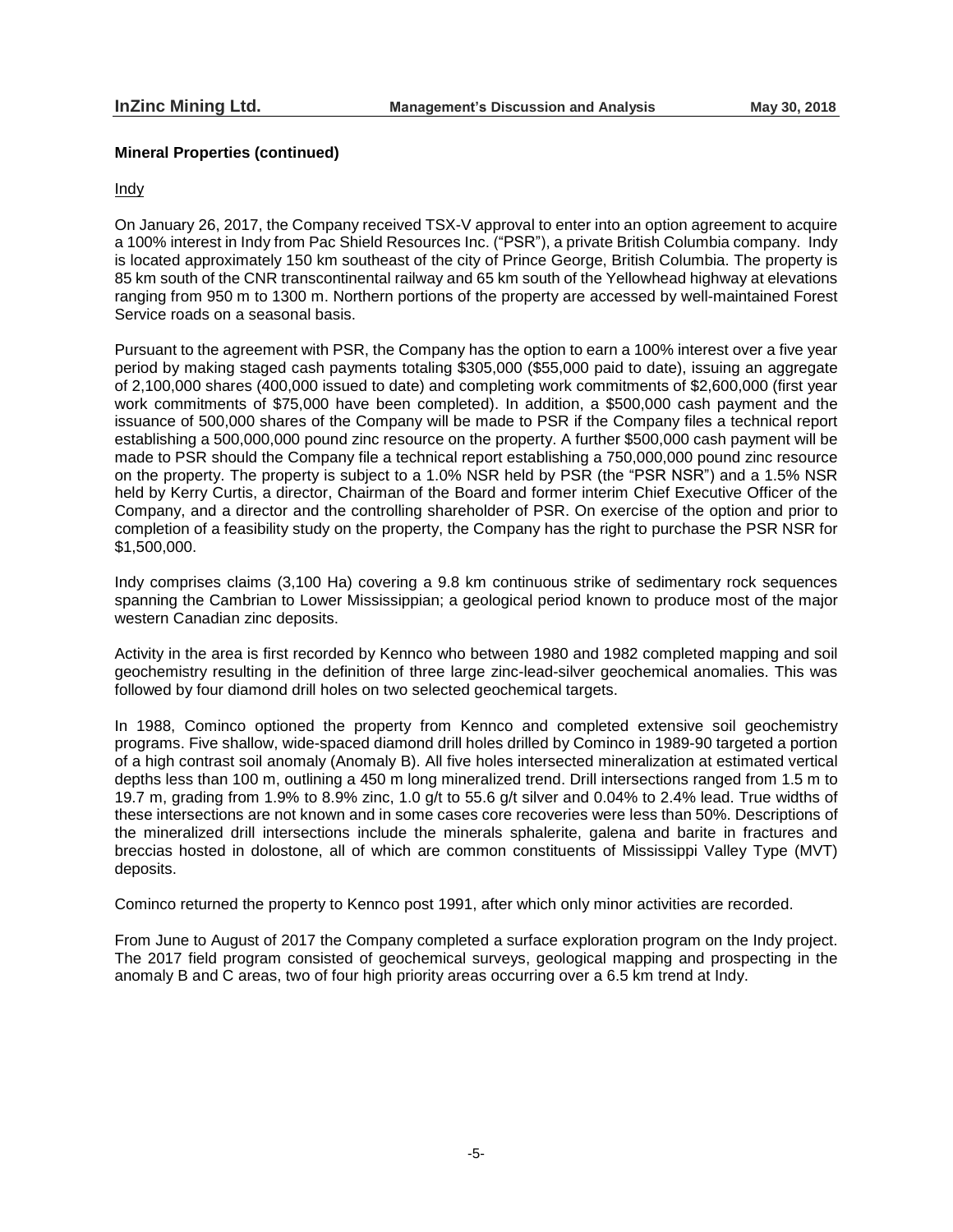## Mineral Properties (continued)

Indy

On January 26, 2017, the Company received TSX-V approval to enter into an option agreement to acquire a 100% interest in Indy from Pac Shield Resources Inc. ("PSR"), a private British Columbia company. Indy is located approximately 150 km southeast of the city of Prince George, British Columbia. The property is 85 km south of the CNR transcontinental railway and 65 km south of the Yellowhead highway at elevations ranging from 950 m to 1300 m. Northern portions of the property are accessed by well-maintained Forest Service roads on a seasonal basis.

Pursuant to the agreement with PSR, the Company has the option to earn a 100% interest over a five year period by making staged cash payments totaling $305,000 ($55,000 paid to date), issuing an aggregate of 2,100,000 shares (400,000 issued to date) and completing work commitments of $2,600,000 (first year work commitments of $75,000 have been completed). In addition, a $500,000 cash payment and the issuance of 500,000 shares of the Company will be made to PSR if the Company files a technical report establishing a 500,000,000 pound zinc resource on the property. A further $500,000 cash payment will be made to PSR should the Company file a technical report establishing a 750,000,000 pound zinc resource on the property. The property is subject to a 1.0% NSR held by PSR (the "PSR NSR") and a 1.5% NSR held by Kerry Curtis, a director, Chairman of the Board and former interim Chief Executive Officer of the Company, and a director and the controlling shareholder of PSR. On exercise of the option and prior to completion of a feasibility study on the property, the Company has the right to purchase the PSR NSR for $1,500,000.

Indy comprises claims (3,100 Ha) covering a 9.8 km continuous strike of sedimentary rock sequences spanning the Cambrian to Lower Mississippian; a geological period known to produce most of the major western Canadian zinc deposits.

Activity in the area is first recorded by Kennco who between 1980 and 1982 completed mapping and soil geochemistry resulting in the definition of three large zinc-lead-silver geochemical anomalies. This was followed by four diamond drill holes on two selected geochemical targets.

In 1988, Cominco optioned the property from Kennco and completed extensive soil geochemistry programs. Five shallow, wide-spaced diamond drill holes drilled by Cominco in 1989-90 targeted a portion of a high contrast soil anomaly (Anomaly B). All five holes intersected mineralization at estimated vertical depths less than 100 m, outlining a 450 m long mineralized trend. Drill intersections ranged from 1.5 m to 19.7 m, grading from 1.9% to 8.9% zinc, 1.0 g/t to 55.6 g/t silver and 0.04% to 2.4% lead. True widths of these intersections are not known and in some cases core recoveries were less than 50%. Descriptions of the mineralized drill intersections include the minerals sphalerite, galena and barite in fractures and breccias hosted in dolostone, all of which are common constituents of Mississippi Valley Type (MVT) deposits.

Cominco returned the property to Kennco post 1991, after which only minor activities are recorded.

From June to August of 2017 the Company completed a surface exploration program on the Indy project. The 2017 field program consisted of geochemical surveys, geological mapping and prospecting in the anomaly B and C areas, two of four high priority areas occurring over a 6.5 km trend at Indy.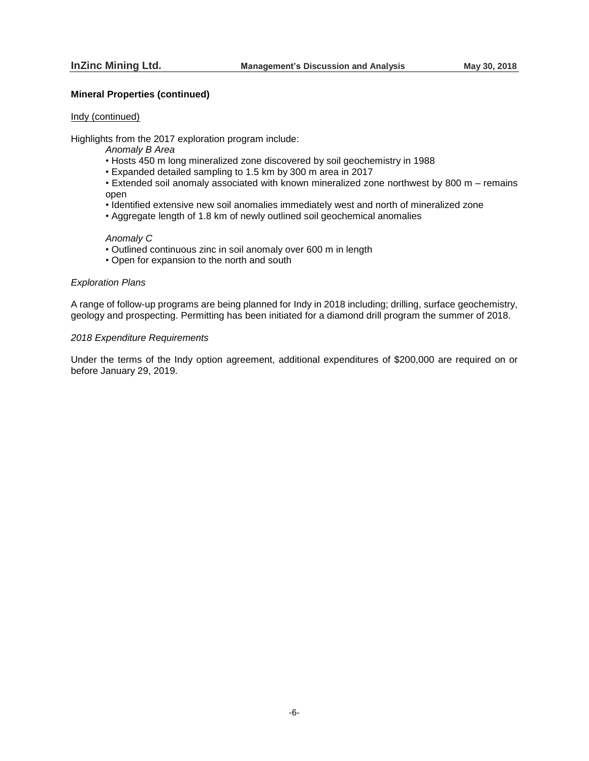**Mineral Properties (continued)**

Indy (continued)

Highlights from the 2017 exploration program include:

*Anomaly B Area*

- Hosts 450 m long mineralized zone discovered by soil geochemistry in 1988
- Expanded detailed sampling to 1.5 km by 300 m area in 2017
- Extended soil anomaly associated with known mineralized zone northwest by 800 m – remains open
- Identified extensive new soil anomalies immediately west and north of mineralized zone
- Aggregate length of 1.8 km of newly outlined soil geochemical anomalies

*Anomaly C*

- Outlined continuous zinc in soil anomaly over 600 m in length
- Open for expansion to the north and south

*Exploration Plans*

A range of follow-up programs are being planned for Indy in 2018 including; drilling, surface geochemistry, geology and prospecting. Permitting has been initiated for a diamond drill program the summer of 2018.

*2018 Expenditure Requirements*

Under the terms of the Indy option agreement, additional expenditures of $200,000 are required on or before January 29, 2019.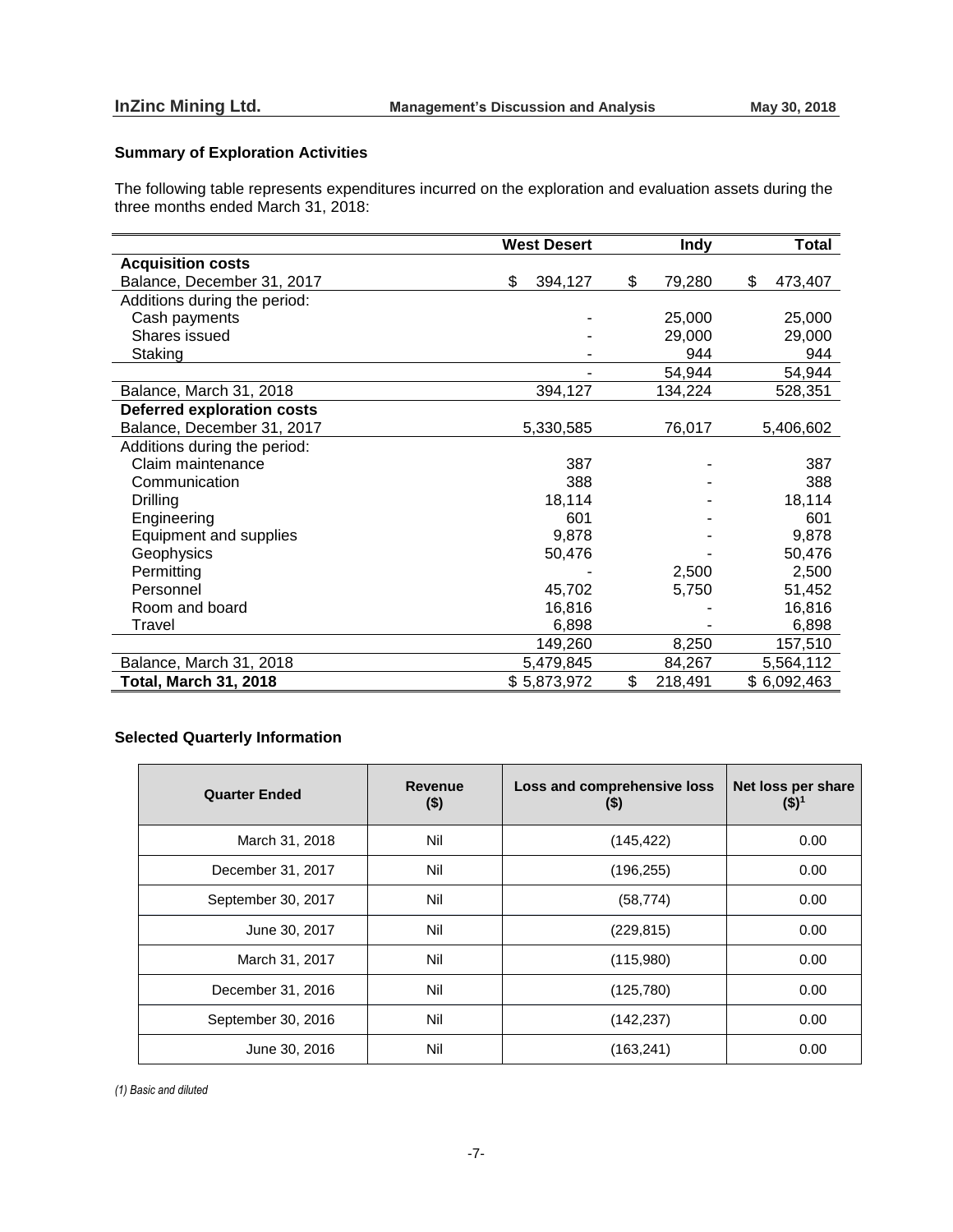## Summary of Exploration Activities

The following table represents expenditures incurred on the exploration and evaluation assets during the three months ended March 31, 2018:

| | West Desert | Indy | Total |
|---|---|---|---|
| **Acquisition costs** | | | |
| Balance, December 31, 2017 | $ 394,127 | $ 79,280 | $ 473,407 |
| Additions during the period: | | | |
| Cash payments | - | 25,000 | 25,000 |
| Shares issued | - | 29,000 | 29,000 |
| Staking | - | 944 | 944 |
| | - | 54,944 | 54,944 |
| Balance, March 31, 2018 | 394,127 | 134,224 | 528,351 |
| **Deferred exploration costs** | | | |
| Balance, December 31, 2017 | 5,330,585 | 76,017 | 5,406,602 |
| Additions during the period: | | | |
| Claim maintenance | 387 | - | 387 |
| Communication | 388 | - | 388 |
| Drilling | 18,114 | - | 18,114 |
| Engineering | 601 | - | 601 |
| Equipment and supplies | 9,878 | - | 9,878 |
| Geophysics | 50,476 | - | 50,476 |
| Permitting | - | 2,500 | 2,500 |
| Personnel | 45,702 | 5,750 | 51,452 |
| Room and board | 16,816 | - | 16,816 |
| Travel | 6,898 | - | 6,898 |
| | 149,260 | 8,250 | 157,510 |
| Balance, March 31, 2018 | 5,479,845 | 84,267 | 5,564,112 |
| **Total, March 31, 2018** | $ 5,873,972 | $ 218,491 | $ 6,092,463 |

## Selected Quarterly Information

| Quarter Ended | Revenue ($) | Loss and comprehensive loss ($) | Net loss per share ($)[1] |
|---|---|---|---|
| March 31, 2018 | Nil | (145,422) | 0.00 |
| December 31, 2017 | Nil | (196,255) | 0.00 |
| September 30, 2017 | Nil | (58,774) | 0.00 |
| June 30, 2017 | Nil | (229,815) | 0.00 |
| March 31, 2017 | Nil | (115,980) | 0.00 |
| December 31, 2016 | Nil | (125,780) | 0.00 |
| September 30, 2016 | Nil | (142,237) | 0.00 |
| June 30, 2016 | Nil | (163,241) | 0.00 |

*(1) Basic and diluted*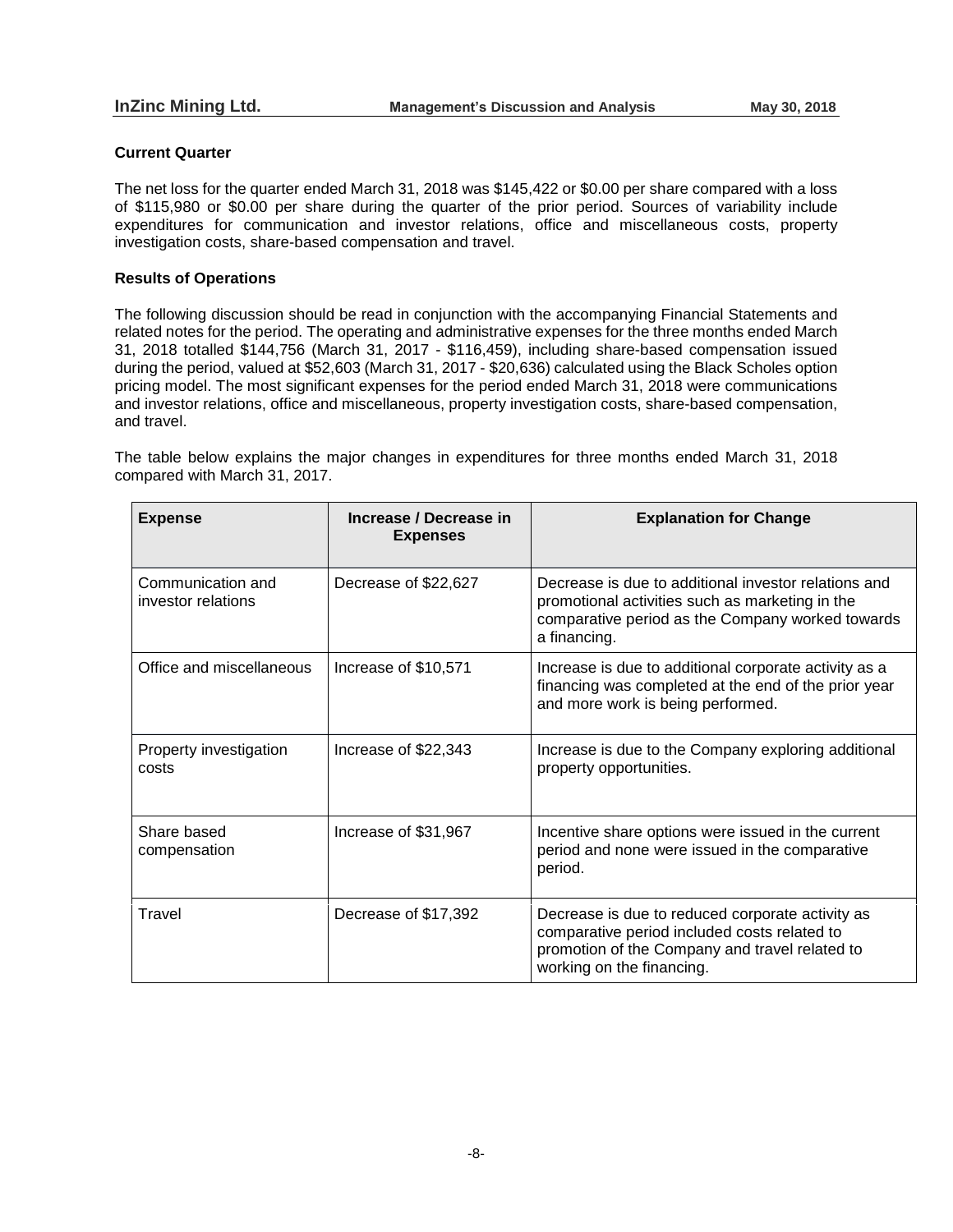### Current Quarter

The net loss for the quarter ended March 31, 2018 was $145,422 or $0.00 per share compared with a loss of $115,980 or $0.00 per share during the quarter of the prior period. Sources of variability include expenditures for communication and investor relations, office and miscellaneous costs, property investigation costs, share-based compensation and travel.

### Results of Operations

The following discussion should be read in conjunction with the accompanying Financial Statements and related notes for the period. The operating and administrative expenses for the three months ended March 31, 2018 totalled $144,756 (March 31, 2017 - $116,459), including share-based compensation issued during the period, valued at $52,603 (March 31, 2017 - $20,636) calculated using the Black Scholes option pricing model. The most significant expenses for the period ended March 31, 2018 were communications and investor relations, office and miscellaneous, property investigation costs, share-based compensation, and travel.

The table below explains the major changes in expenditures for three months ended March 31, 2018 compared with March 31, 2017.

| Expense | Increase / Decrease in Expenses | Explanation for Change |
|---|---|---|
| Communication and investor relations | Decrease of $22,627 | Decrease is due to additional investor relations and promotional activities such as marketing in the comparative period as the Company worked towards a financing. |
| Office and miscellaneous | Increase of $10,571 | Increase is due to additional corporate activity as a financing was completed at the end of the prior year and more work is being performed. |
| Property investigation costs | Increase of $22,343 | Increase is due to the Company exploring additional property opportunities. |
| Share based compensation | Increase of $31,967 | Incentive share options were issued in the current period and none were issued in the comparative period. |
| Travel | Decrease of $17,392 | Decrease is due to reduced corporate activity as comparative period included costs related to promotion of the Company and travel related to working on the financing. |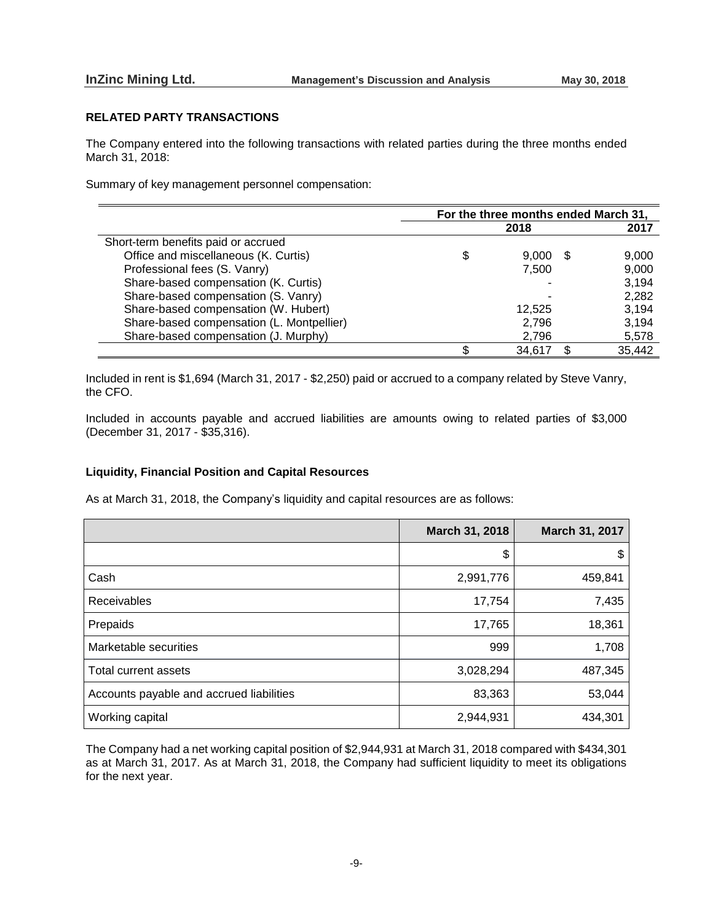## RELATED PARTY TRANSACTIONS

The Company entered into the following transactions with related parties during the three months ended March 31, 2018:

Summary of key management personnel compensation:

| | For the three months ended March 31, | |
|---|---|---|
| | 2018 | 2017 |
| Short-term benefits paid or accrued | | |
| Office and miscellaneous (K. Curtis) | $ 9,000 | $ 9,000 |
| Professional fees (S. Vanry) | 7,500 | 9,000 |
| Share-based compensation (K. Curtis) | - | 3,194 |
| Share-based compensation (S. Vanry) | - | 2,282 |
| Share-based compensation (W. Hubert) | 12,525 | 3,194 |
| Share-based compensation (L. Montpellier) | 2,796 | 3,194 |
| Share-based compensation (J. Murphy) | 2,796 | 5,578 |
| | $ 34,617 | $ 35,442 |

Included in rent is $1,694 (March 31, 2017 - $2,250) paid or accrued to a company related by Steve Vanry, the CFO.

Included in accounts payable and accrued liabilities are amounts owing to related parties of $3,000 (December 31, 2017 - $35,316).

### Liquidity, Financial Position and Capital Resources

As at March 31, 2018, the Company's liquidity and capital resources are as follows:

| | March 31, 2018 | March 31, 2017 |
|---|---|---|
| | $ | $ |
| Cash | 2,991,776 | 459,841 |
| Receivables | 17,754 | 7,435 |
| Prepaids | 17,765 | 18,361 |
| Marketable securities | 999 | 1,708 |
| Total current assets | 3,028,294 | 487,345 |
| Accounts payable and accrued liabilities | 83,363 | 53,044 |
| Working capital | 2,944,931 | 434,301 |

The Company had a net working capital position of $2,944,931 at March 31, 2018 compared with $434,301 as at March 31, 2017. As at March 31, 2018, the Company had sufficient liquidity to meet its obligations for the next year.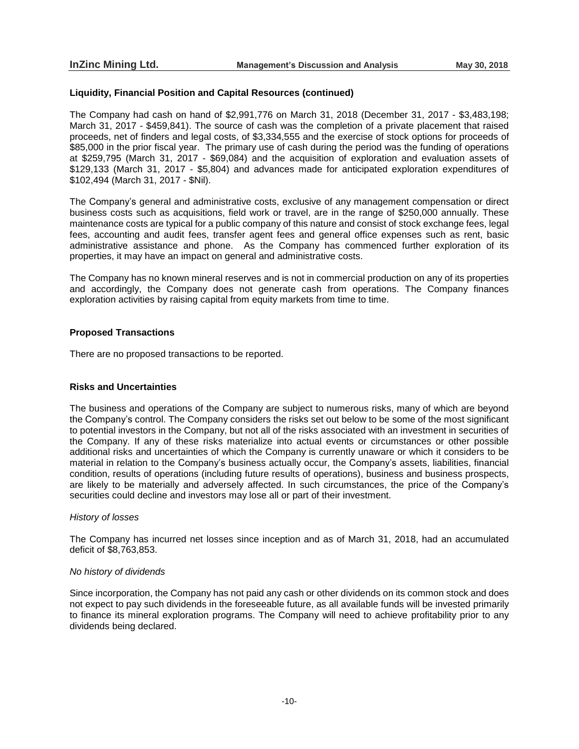## Liquidity, Financial Position and Capital Resources (continued)

The Company had cash on hand of $2,991,776 on March 31, 2018 (December 31, 2017 - $3,483,198; March 31, 2017 - $459,841). The source of cash was the completion of a private placement that raised proceeds, net of finders and legal costs, of $3,334,555 and the exercise of stock options for proceeds of $85,000 in the prior fiscal year. The primary use of cash during the period was the funding of operations at $259,795 (March 31, 2017 - $69,084) and the acquisition of exploration and evaluation assets of $129,133 (March 31, 2017 - $5,804) and advances made for anticipated exploration expenditures of $102,494 (March 31, 2017 - $Nil).

The Company's general and administrative costs, exclusive of any management compensation or direct business costs such as acquisitions, field work or travel, are in the range of $250,000 annually. These maintenance costs are typical for a public company of this nature and consist of stock exchange fees, legal fees, accounting and audit fees, transfer agent fees and general office expenses such as rent, basic administrative assistance and phone. As the Company has commenced further exploration of its properties, it may have an impact on general and administrative costs.

The Company has no known mineral reserves and is not in commercial production on any of its properties and accordingly, the Company does not generate cash from operations. The Company finances exploration activities by raising capital from equity markets from time to time.

## Proposed Transactions

There are no proposed transactions to be reported.

## Risks and Uncertainties

The business and operations of the Company are subject to numerous risks, many of which are beyond the Company's control. The Company considers the risks set out below to be some of the most significant to potential investors in the Company, but not all of the risks associated with an investment in securities of the Company. If any of these risks materialize into actual events or circumstances or other possible additional risks and uncertainties of which the Company is currently unaware or which it considers to be material in relation to the Company's business actually occur, the Company's assets, liabilities, financial condition, results of operations (including future results of operations), business and business prospects, are likely to be materially and adversely affected. In such circumstances, the price of the Company's securities could decline and investors may lose all or part of their investment.

*History of losses*

The Company has incurred net losses since inception and as of March 31, 2018, had an accumulated deficit of $8,763,853.

*No history of dividends*

Since incorporation, the Company has not paid any cash or other dividends on its common stock and does not expect to pay such dividends in the foreseeable future, as all available funds will be invested primarily to finance its mineral exploration programs. The Company will need to achieve profitability prior to any dividends being declared.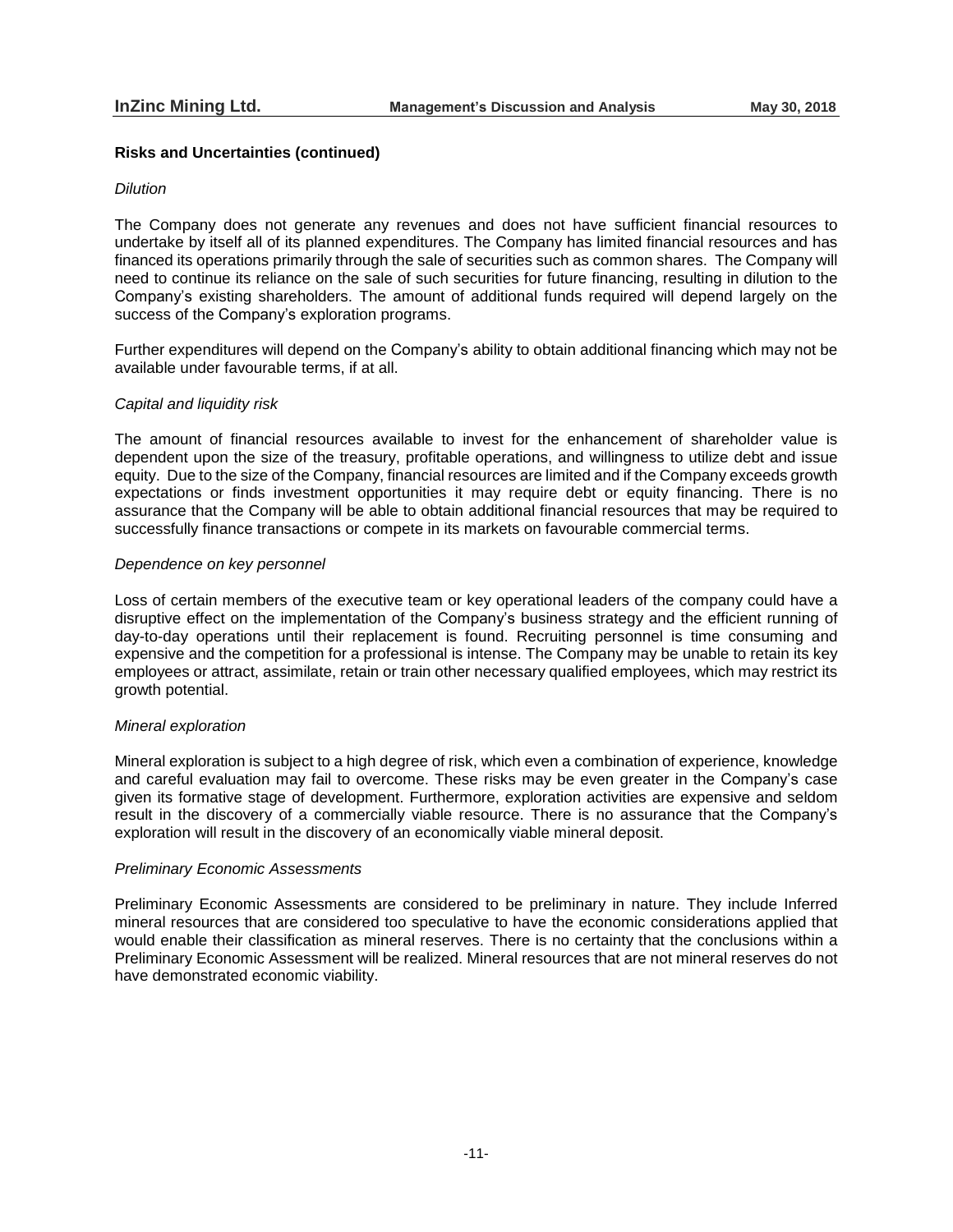## Risks and Uncertainties (continued)

*Dilution*

The Company does not generate any revenues and does not have sufficient financial resources to undertake by itself all of its planned expenditures. The Company has limited financial resources and has financed its operations primarily through the sale of securities such as common shares. The Company will need to continue its reliance on the sale of such securities for future financing, resulting in dilution to the Company's existing shareholders. The amount of additional funds required will depend largely on the success of the Company's exploration programs.

Further expenditures will depend on the Company's ability to obtain additional financing which may not be available under favourable terms, if at all.

*Capital and liquidity risk*

The amount of financial resources available to invest for the enhancement of shareholder value is dependent upon the size of the treasury, profitable operations, and willingness to utilize debt and issue equity. Due to the size of the Company, financial resources are limited and if the Company exceeds growth expectations or finds investment opportunities it may require debt or equity financing. There is no assurance that the Company will be able to obtain additional financial resources that may be required to successfully finance transactions or compete in its markets on favourable commercial terms.

*Dependence on key personnel*

Loss of certain members of the executive team or key operational leaders of the company could have a disruptive effect on the implementation of the Company's business strategy and the efficient running of day-to-day operations until their replacement is found. Recruiting personnel is time consuming and expensive and the competition for a professional is intense. The Company may be unable to retain its key employees or attract, assimilate, retain or train other necessary qualified employees, which may restrict its growth potential.

*Mineral exploration*

Mineral exploration is subject to a high degree of risk, which even a combination of experience, knowledge and careful evaluation may fail to overcome. These risks may be even greater in the Company's case given its formative stage of development. Furthermore, exploration activities are expensive and seldom result in the discovery of a commercially viable resource. There is no assurance that the Company's exploration will result in the discovery of an economically viable mineral deposit.

*Preliminary Economic Assessments*

Preliminary Economic Assessments are considered to be preliminary in nature. They include Inferred mineral resources that are considered too speculative to have the economic considerations applied that would enable their classification as mineral reserves. There is no certainty that the conclusions within a Preliminary Economic Assessment will be realized. Mineral resources that are not mineral reserves do not have demonstrated economic viability.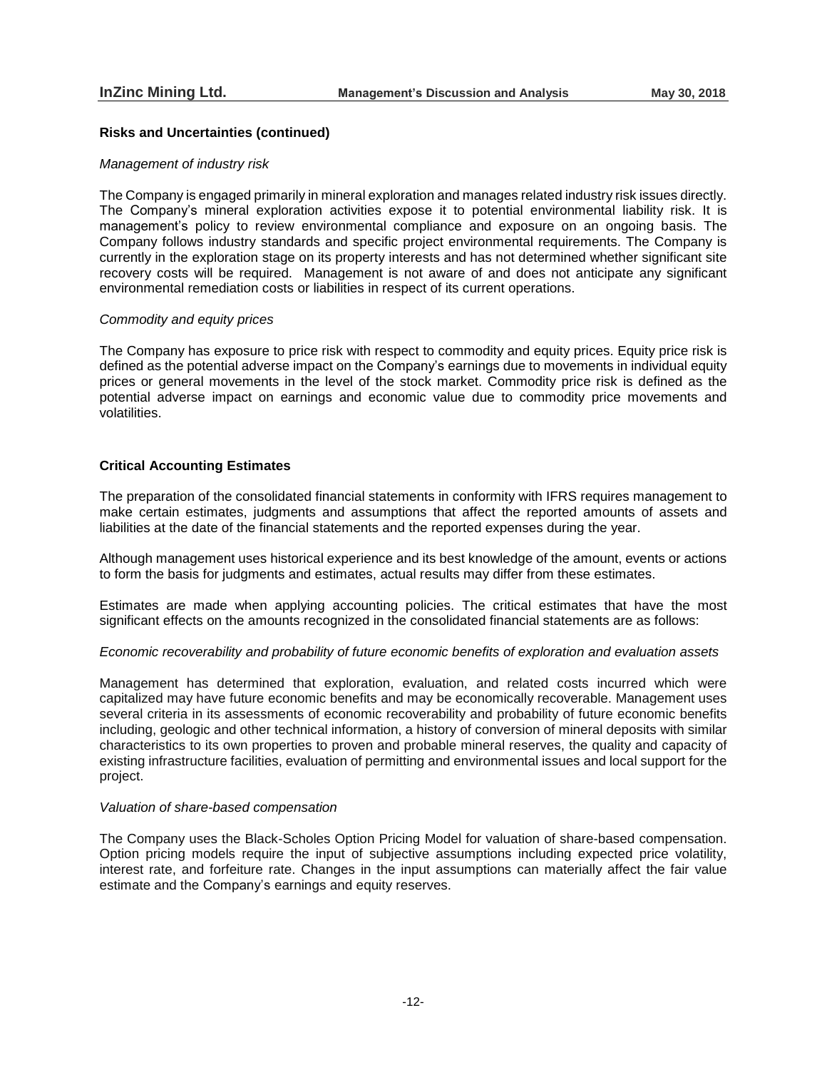## Risks and Uncertainties (continued)

*Management of industry risk*

The Company is engaged primarily in mineral exploration and manages related industry risk issues directly. The Company's mineral exploration activities expose it to potential environmental liability risk. It is management's policy to review environmental compliance and exposure on an ongoing basis. The Company follows industry standards and specific project environmental requirements. The Company is currently in the exploration stage on its property interests and has not determined whether significant site recovery costs will be required. Management is not aware of and does not anticipate any significant environmental remediation costs or liabilities in respect of its current operations.

*Commodity and equity prices*

The Company has exposure to price risk with respect to commodity and equity prices. Equity price risk is defined as the potential adverse impact on the Company's earnings due to movements in individual equity prices or general movements in the level of the stock market. Commodity price risk is defined as the potential adverse impact on earnings and economic value due to commodity price movements and volatilities.

## Critical Accounting Estimates

The preparation of the consolidated financial statements in conformity with IFRS requires management to make certain estimates, judgments and assumptions that affect the reported amounts of assets and liabilities at the date of the financial statements and the reported expenses during the year.

Although management uses historical experience and its best knowledge of the amount, events or actions to form the basis for judgments and estimates, actual results may differ from these estimates.

Estimates are made when applying accounting policies. The critical estimates that have the most significant effects on the amounts recognized in the consolidated financial statements are as follows:

*Economic recoverability and probability of future economic benefits of exploration and evaluation assets*

Management has determined that exploration, evaluation, and related costs incurred which were capitalized may have future economic benefits and may be economically recoverable. Management uses several criteria in its assessments of economic recoverability and probability of future economic benefits including, geologic and other technical information, a history of conversion of mineral deposits with similar characteristics to its own properties to proven and probable mineral reserves, the quality and capacity of existing infrastructure facilities, evaluation of permitting and environmental issues and local support for the project.

*Valuation of share-based compensation*

The Company uses the Black-Scholes Option Pricing Model for valuation of share-based compensation. Option pricing models require the input of subjective assumptions including expected price volatility, interest rate, and forfeiture rate. Changes in the input assumptions can materially affect the fair value estimate and the Company's earnings and equity reserves.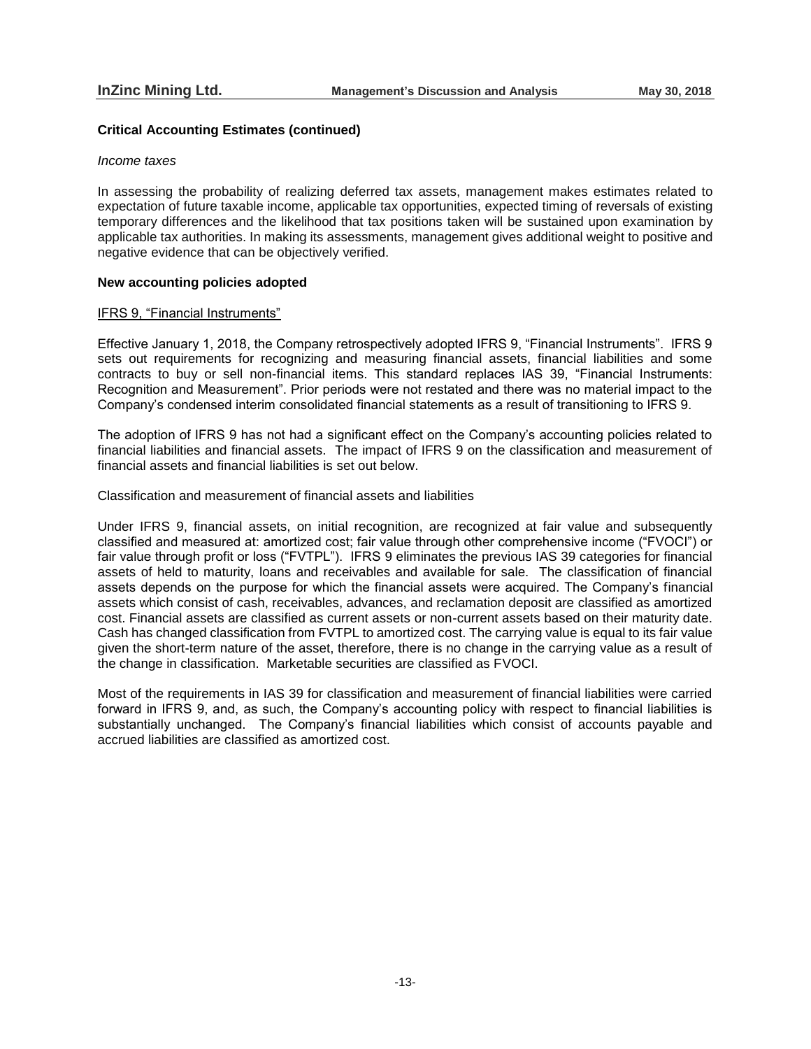### Critical Accounting Estimates (continued)

*Income taxes*

In assessing the probability of realizing deferred tax assets, management makes estimates related to expectation of future taxable income, applicable tax opportunities, expected timing of reversals of existing temporary differences and the likelihood that tax positions taken will be sustained upon examination by applicable tax authorities. In making its assessments, management gives additional weight to positive and negative evidence that can be objectively verified.

### New accounting policies adopted

<u>IFRS 9, “Financial Instruments”</u>

Effective January 1, 2018, the Company retrospectively adopted IFRS 9, “Financial Instruments”. IFRS 9 sets out requirements for recognizing and measuring financial assets, financial liabilities and some contracts to buy or sell non-financial items. This standard replaces IAS 39, “Financial Instruments: Recognition and Measurement”. Prior periods were not restated and there was no material impact to the Company’s condensed interim consolidated financial statements as a result of transitioning to IFRS 9.

The adoption of IFRS 9 has not had a significant effect on the Company’s accounting policies related to financial liabilities and financial assets. The impact of IFRS 9 on the classification and measurement of financial assets and financial liabilities is set out below.

Classification and measurement of financial assets and liabilities

Under IFRS 9, financial assets, on initial recognition, are recognized at fair value and subsequently classified and measured at: amortized cost; fair value through other comprehensive income (“FVOCI”) or fair value through profit or loss (“FVTPL”). IFRS 9 eliminates the previous IAS 39 categories for financial assets of held to maturity, loans and receivables and available for sale. The classification of financial assets depends on the purpose for which the financial assets were acquired. The Company’s financial assets which consist of cash, receivables, advances, and reclamation deposit are classified as amortized cost. Financial assets are classified as current assets or non-current assets based on their maturity date. Cash has changed classification from FVTPL to amortized cost. The carrying value is equal to its fair value given the short-term nature of the asset, therefore, there is no change in the carrying value as a result of the change in classification. Marketable securities are classified as FVOCI.

Most of the requirements in IAS 39 for classification and measurement of financial liabilities were carried forward in IFRS 9, and, as such, the Company’s accounting policy with respect to financial liabilities is substantially unchanged. The Company’s financial liabilities which consist of accounts payable and accrued liabilities are classified as amortized cost.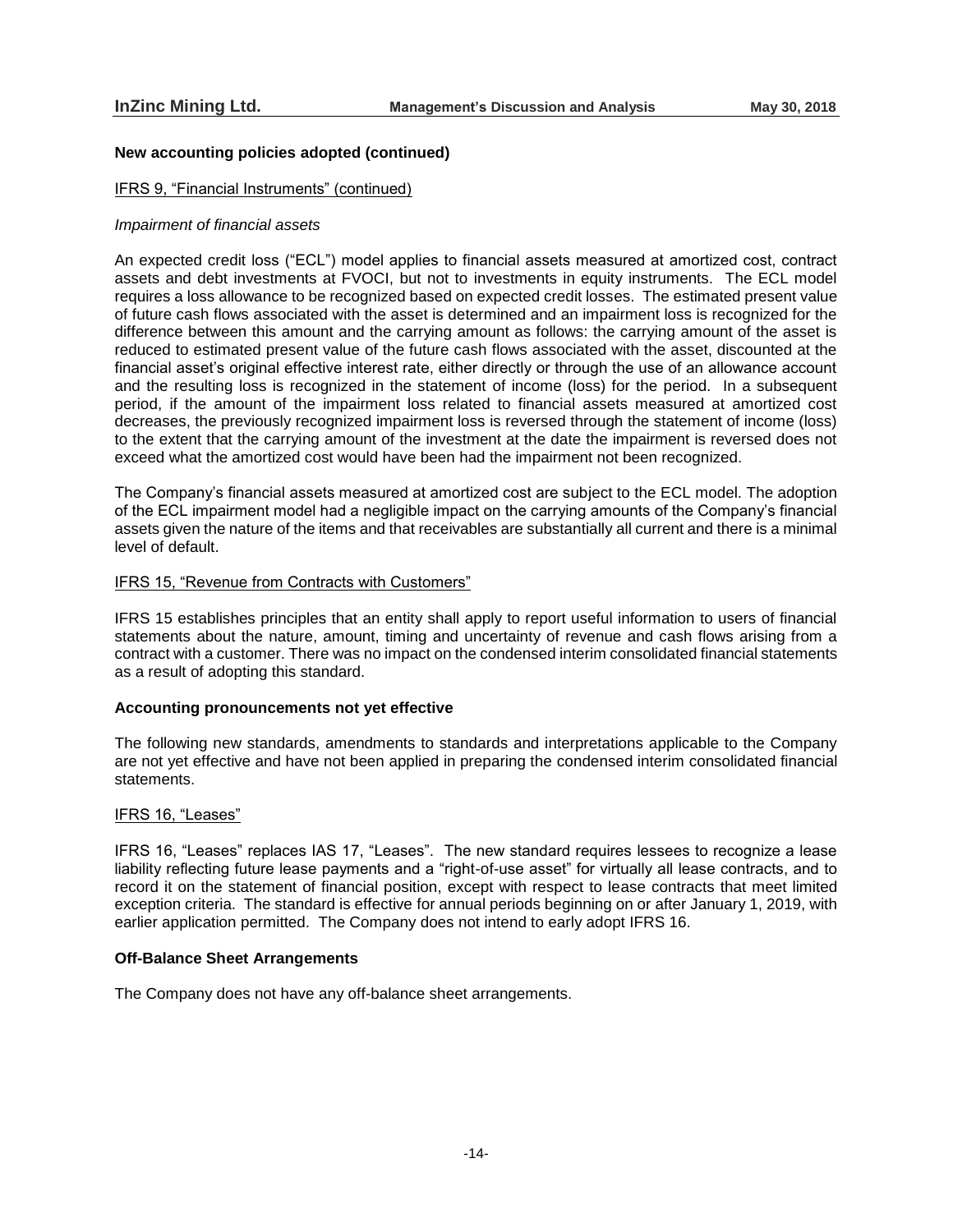### New accounting policies adopted (continued)

IFRS 9, "Financial Instruments" (continued)

*Impairment of financial assets*

An expected credit loss ("ECL") model applies to financial assets measured at amortized cost, contract assets and debt investments at FVOCI, but not to investments in equity instruments. The ECL model requires a loss allowance to be recognized based on expected credit losses. The estimated present value of future cash flows associated with the asset is determined and an impairment loss is recognized for the difference between this amount and the carrying amount as follows: the carrying amount of the asset is reduced to estimated present value of the future cash flows associated with the asset, discounted at the financial asset's original effective interest rate, either directly or through the use of an allowance account and the resulting loss is recognized in the statement of income (loss) for the period. In a subsequent period, if the amount of the impairment loss related to financial assets measured at amortized cost decreases, the previously recognized impairment loss is reversed through the statement of income (loss) to the extent that the carrying amount of the investment at the date the impairment is reversed does not exceed what the amortized cost would have been had the impairment not been recognized.

The Company's financial assets measured at amortized cost are subject to the ECL model. The adoption of the ECL impairment model had a negligible impact on the carrying amounts of the Company's financial assets given the nature of the items and that receivables are substantially all current and there is a minimal level of default.

IFRS 15, "Revenue from Contracts with Customers"

IFRS 15 establishes principles that an entity shall apply to report useful information to users of financial statements about the nature, amount, timing and uncertainty of revenue and cash flows arising from a contract with a customer. There was no impact on the condensed interim consolidated financial statements as a result of adopting this standard.

### Accounting pronouncements not yet effective

The following new standards, amendments to standards and interpretations applicable to the Company are not yet effective and have not been applied in preparing the condensed interim consolidated financial statements.

IFRS 16, "Leases"

IFRS 16, "Leases" replaces IAS 17, "Leases". The new standard requires lessees to recognize a lease liability reflecting future lease payments and a "right-of-use asset" for virtually all lease contracts, and to record it on the statement of financial position, except with respect to lease contracts that meet limited exception criteria. The standard is effective for annual periods beginning on or after January 1, 2019, with earlier application permitted. The Company does not intend to early adopt IFRS 16.

### Off-Balance Sheet Arrangements

The Company does not have any off-balance sheet arrangements.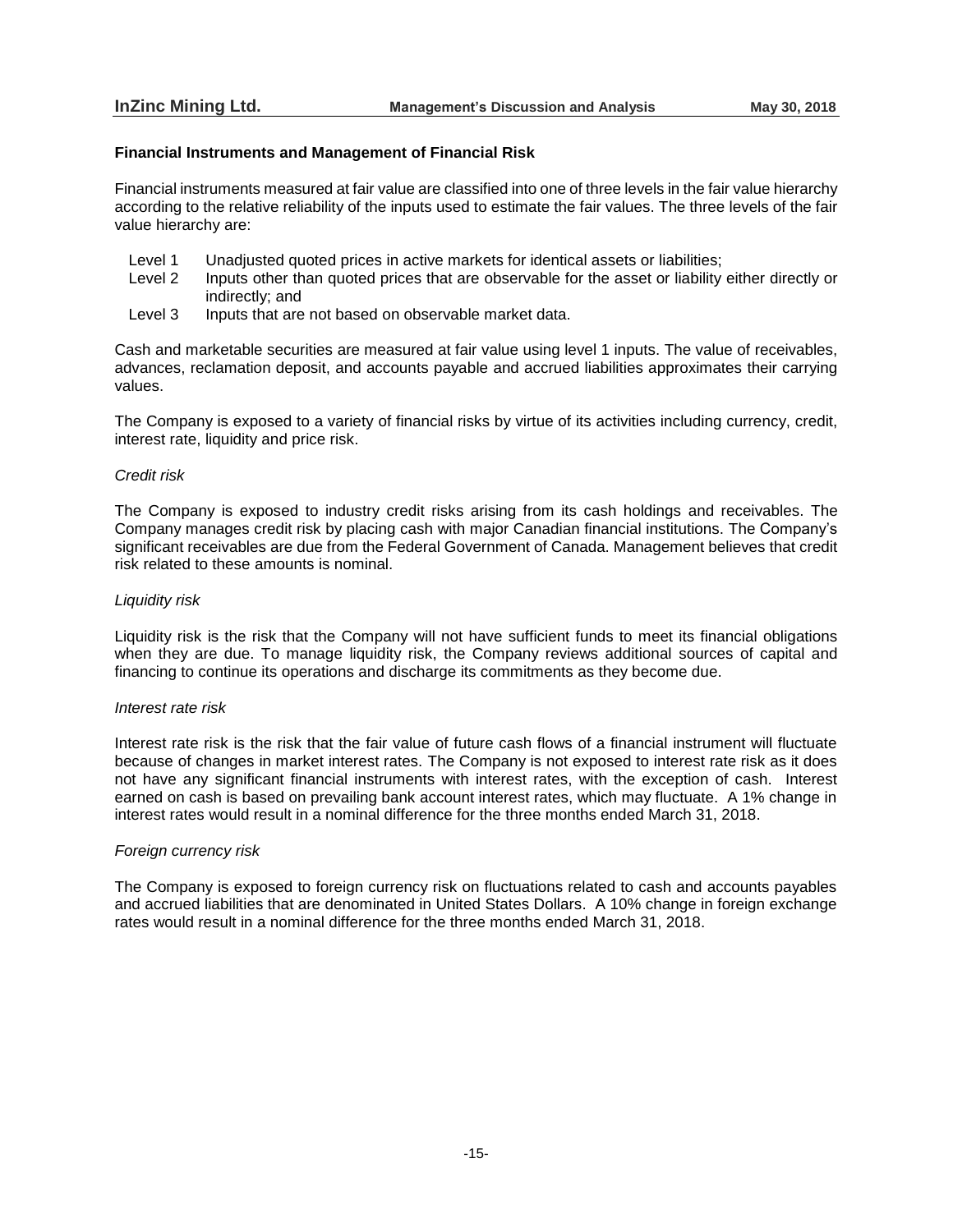## Financial Instruments and Management of Financial Risk

Financial instruments measured at fair value are classified into one of three levels in the fair value hierarchy according to the relative reliability of the inputs used to estimate the fair values. The three levels of the fair value hierarchy are:

- Level 1 Unadjusted quoted prices in active markets for identical assets or liabilities;
- Level 2 Inputs other than quoted prices that are observable for the asset or liability either directly or indirectly; and
- Level 3 Inputs that are not based on observable market data.

Cash and marketable securities are measured at fair value using level 1 inputs. The value of receivables, advances, reclamation deposit, and accounts payable and accrued liabilities approximates their carrying values.

The Company is exposed to a variety of financial risks by virtue of its activities including currency, credit, interest rate, liquidity and price risk.

*Credit risk*

The Company is exposed to industry credit risks arising from its cash holdings and receivables. The Company manages credit risk by placing cash with major Canadian financial institutions. The Company's significant receivables are due from the Federal Government of Canada. Management believes that credit risk related to these amounts is nominal.

*Liquidity risk*

Liquidity risk is the risk that the Company will not have sufficient funds to meet its financial obligations when they are due. To manage liquidity risk, the Company reviews additional sources of capital and financing to continue its operations and discharge its commitments as they become due.

*Interest rate risk*

Interest rate risk is the risk that the fair value of future cash flows of a financial instrument will fluctuate because of changes in market interest rates. The Company is not exposed to interest rate risk as it does not have any significant financial instruments with interest rates, with the exception of cash. Interest earned on cash is based on prevailing bank account interest rates, which may fluctuate. A 1% change in interest rates would result in a nominal difference for the three months ended March 31, 2018.

*Foreign currency risk*

The Company is exposed to foreign currency risk on fluctuations related to cash and accounts payables and accrued liabilities that are denominated in United States Dollars. A 10% change in foreign exchange rates would result in a nominal difference for the three months ended March 31, 2018.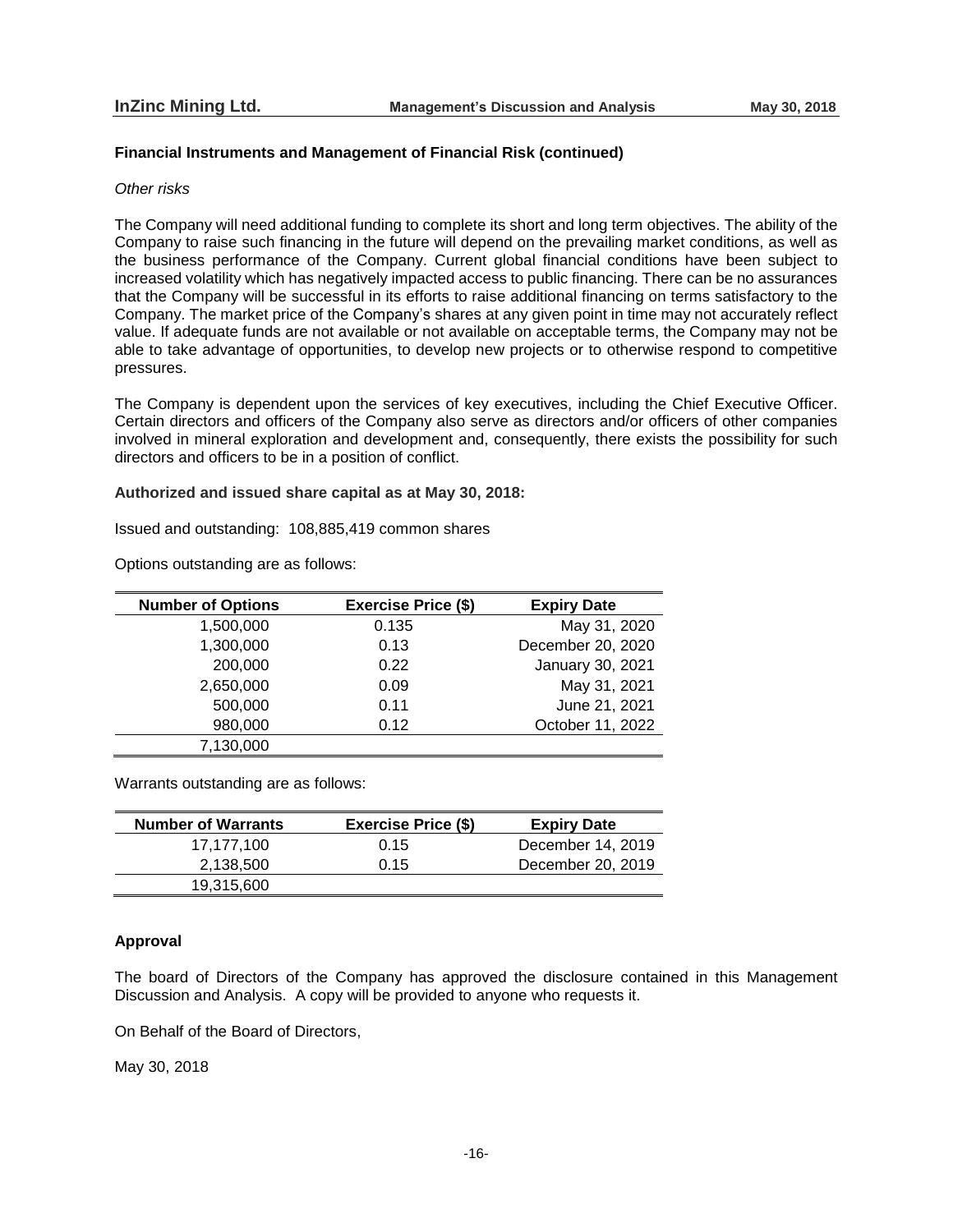## Financial Instruments and Management of Financial Risk (continued)

*Other risks*

The Company will need additional funding to complete its short and long term objectives. The ability of the Company to raise such financing in the future will depend on the prevailing market conditions, as well as the business performance of the Company. Current global financial conditions have been subject to increased volatility which has negatively impacted access to public financing. There can be no assurances that the Company will be successful in its efforts to raise additional financing on terms satisfactory to the Company. The market price of the Company's shares at any given point in time may not accurately reflect value. If adequate funds are not available or not available on acceptable terms, the Company may not be able to take advantage of opportunities, to develop new projects or to otherwise respond to competitive pressures.

The Company is dependent upon the services of key executives, including the Chief Executive Officer. Certain directors and officers of the Company also serve as directors and/or officers of other companies involved in mineral exploration and development and, consequently, there exists the possibility for such directors and officers to be in a position of conflict.

**Authorized and issued share capital as at May 30, 2018:**

Issued and outstanding: 108,885,419 common shares

Options outstanding are as follows:

| Number of Options | Exercise Price ($) | Expiry Date |
|---|---|---|
| 1,500,000 | 0.135 | May 31, 2020 |
| 1,300,000 | 0.13 | December 20, 2020 |
| 200,000 | 0.22 | January 30, 2021 |
| 2,650,000 | 0.09 | May 31, 2021 |
| 500,000 | 0.11 | June 21, 2021 |
| 980,000 | 0.12 | October 11, 2022 |
| 7,130,000 | | |

Warrants outstanding are as follows:

| Number of Warrants | Exercise Price ($) | Expiry Date |
|---|---|---|
| 17,177,100 | 0.15 | December 14, 2019 |
| 2,138,500 | 0.15 | December 20, 2019 |
| 19,315,600 | | |

## Approval

The board of Directors of the Company has approved the disclosure contained in this Management Discussion and Analysis. A copy will be provided to anyone who requests it.

On Behalf of the Board of Directors,

May 30, 2018